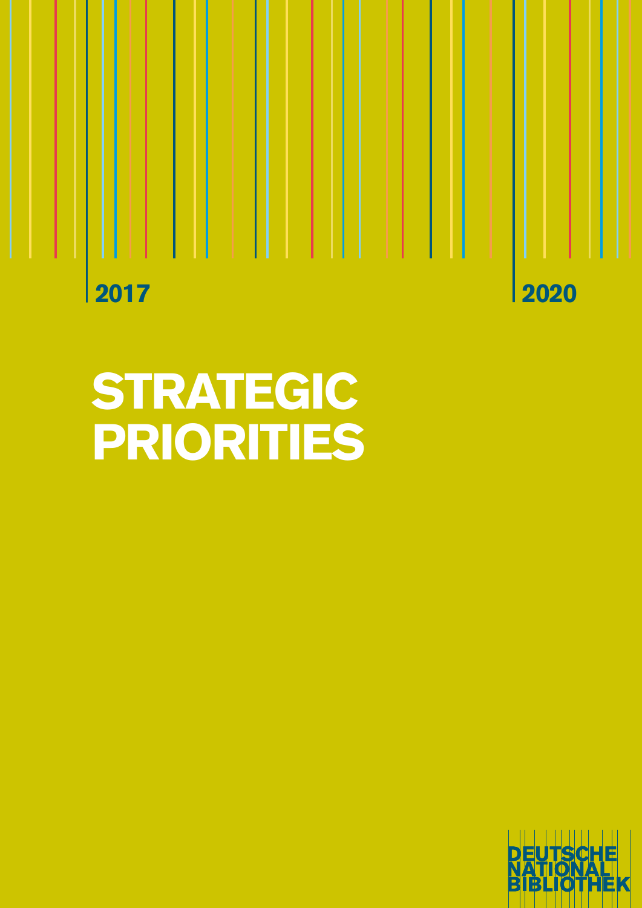2017 2020

# STRATEGIC PRIORITIES

DEUTSCHE NATIONAL BIBLIOTHEK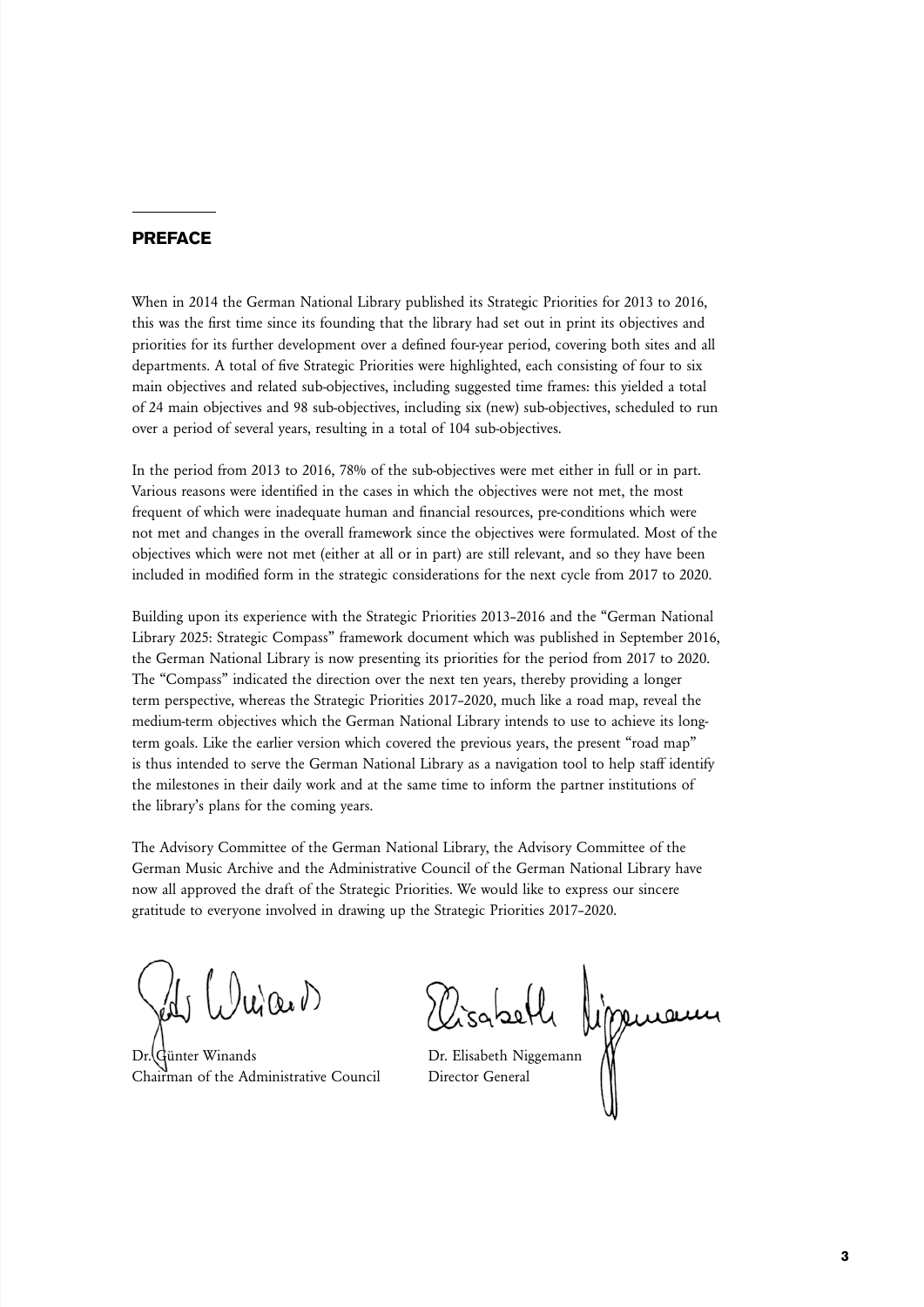## PREFACE

When in 2014 the German National Library published its Strategic Priorities for 2013 to 2016, this was the first time since its founding that the library had set out in print its objectives and priorities for its further development over a defined four-year period, covering both sites and all departments. A total of five Strategic Priorities were highlighted, each consisting of four to six main objectives and related sub-objectives, including suggested time frames: this yielded a total of 24 main objectives and 98 sub-objectives, including six (new) sub-objectives, scheduled to run over a period of several years, resulting in a total of 104 sub-objectives.

In the period from 2013 to 2016, 78% of the sub-objectives were met either in full or in part. Various reasons were identified in the cases in which the objectives were not met, the most frequent of which were inadequate human and financial resources, pre-conditions which were not met and changes in the overall framework since the objectives were formulated. Most of the objectives which were not met (either at all or in part) are still relevant, and so they have been included in modified form in the strategic considerations for the next cycle from 2017 to 2020.

Building upon its experience with the Strategic Priorities 2013–2016 and the "German National Library 2025: Strategic Compass" framework document which was published in September 2016, the German National Library is now presenting its priorities for the period from 2017 to 2020. The "Compass" indicated the direction over the next ten years, thereby providing a longer term perspective, whereas the Strategic Priorities 2017–2020, much like a road map, reveal the medium-term objectives which the German National Library intends to use to achieve its long-term goals. Like the earlier version which covered the previous years, the present "road map" is thus intended to serve the German National Library as a navigation tool to help staff identify the milestones in their daily work and at the same time to inform the partner institutions of the library's plans for the coming years.

The Advisory Committee of the German National Library, the Advisory Committee of the German Music Archive and the Administrative Council of the German National Library have now all approved the draft of the Strategic Priorities. We would like to express our sincere gratitude to everyone involved in drawing up the Strategic Priorities 2017–2020.

Dr. Günter Winands
Chairman of the Administrative Council

Dr. Elisabeth Niggemann
Director General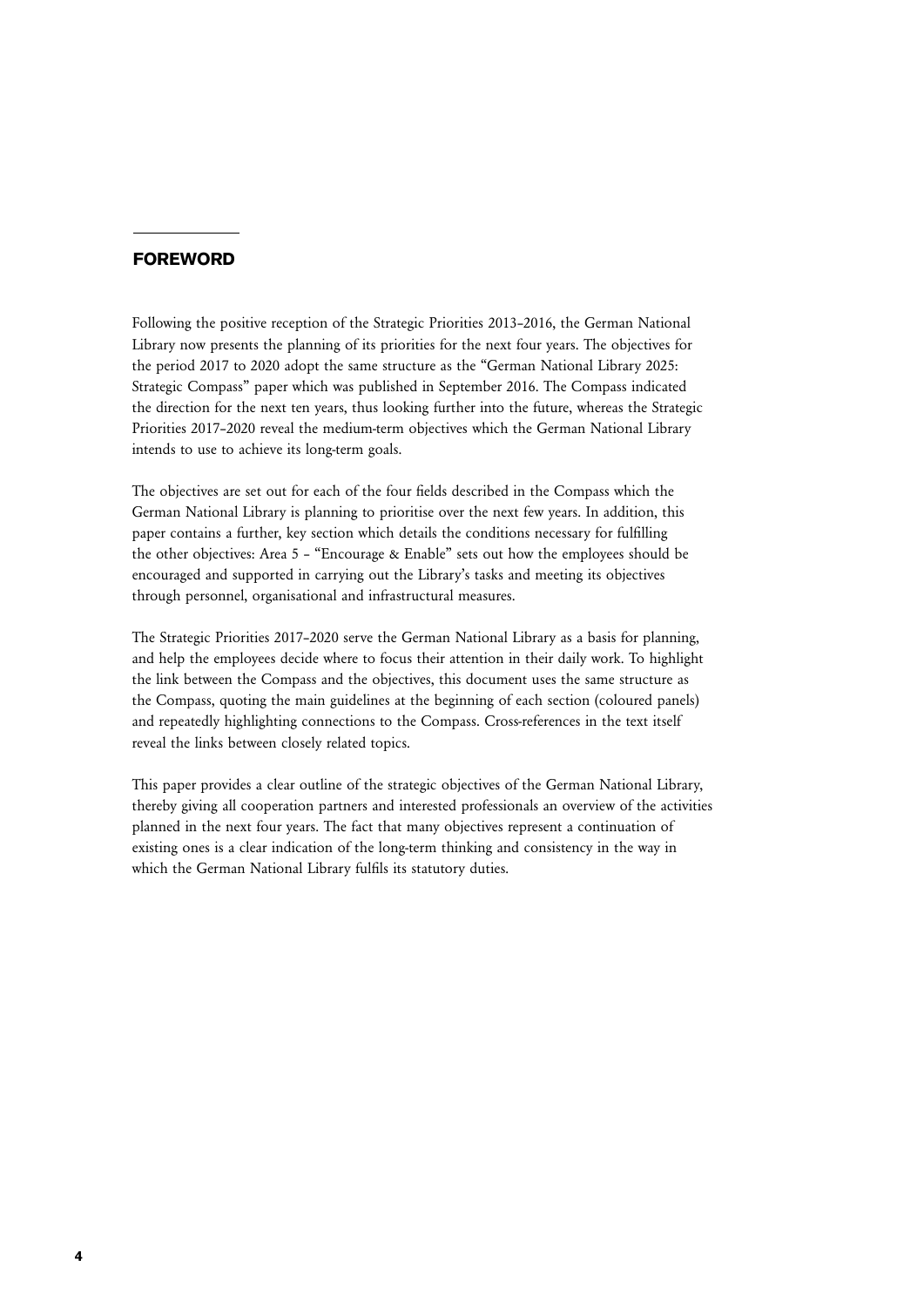## FOREWORD

Following the positive reception of the Strategic Priorities 2013–2016, the German National Library now presents the planning of its priorities for the next four years. The objectives for the period 2017 to 2020 adopt the same structure as the "German National Library 2025: Strategic Compass" paper which was published in September 2016. The Compass indicated the direction for the next ten years, thus looking further into the future, whereas the Strategic Priorities 2017–2020 reveal the medium-term objectives which the German National Library intends to use to achieve its long-term goals.

The objectives are set out for each of the four fields described in the Compass which the German National Library is planning to prioritise over the next few years. In addition, this paper contains a further, key section which details the conditions necessary for fulfilling the other objectives: Area 5 – "Encourage & Enable" sets out how the employees should be encouraged and supported in carrying out the Library's tasks and meeting its objectives through personnel, organisational and infrastructural measures.

The Strategic Priorities 2017–2020 serve the German National Library as a basis for planning, and help the employees decide where to focus their attention in their daily work. To highlight the link between the Compass and the objectives, this document uses the same structure as the Compass, quoting the main guidelines at the beginning of each section (coloured panels) and repeatedly highlighting connections to the Compass. Cross-references in the text itself reveal the links between closely related topics.

This paper provides a clear outline of the strategic objectives of the German National Library, thereby giving all cooperation partners and interested professionals an overview of the activities planned in the next four years. The fact that many objectives represent a continuation of existing ones is a clear indication of the long-term thinking and consistency in the way in which the German National Library fulfils its statutory duties.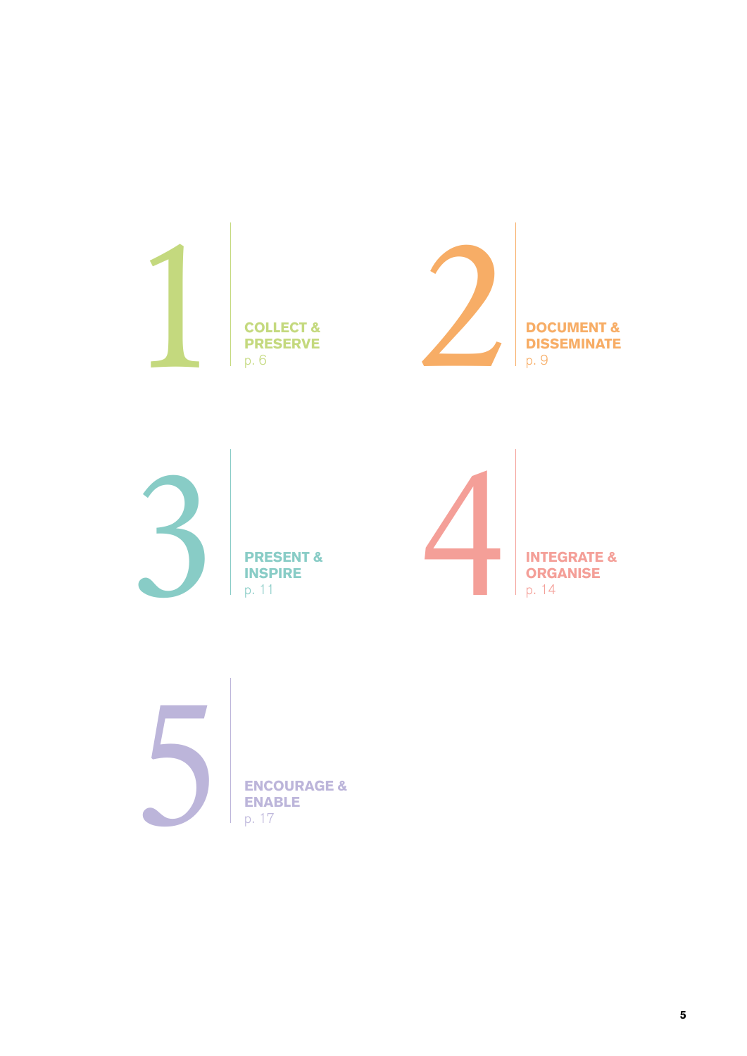1 **COLLECT & PRESERVE** p. 6

2 **DOCUMENT & DISSEMINATE** p. 9

3 **PRESENT & INSPIRE** p. 11

4 **INTEGRATE & ORGANISE** p. 14

5 **ENCOURAGE & ENABLE** p. 17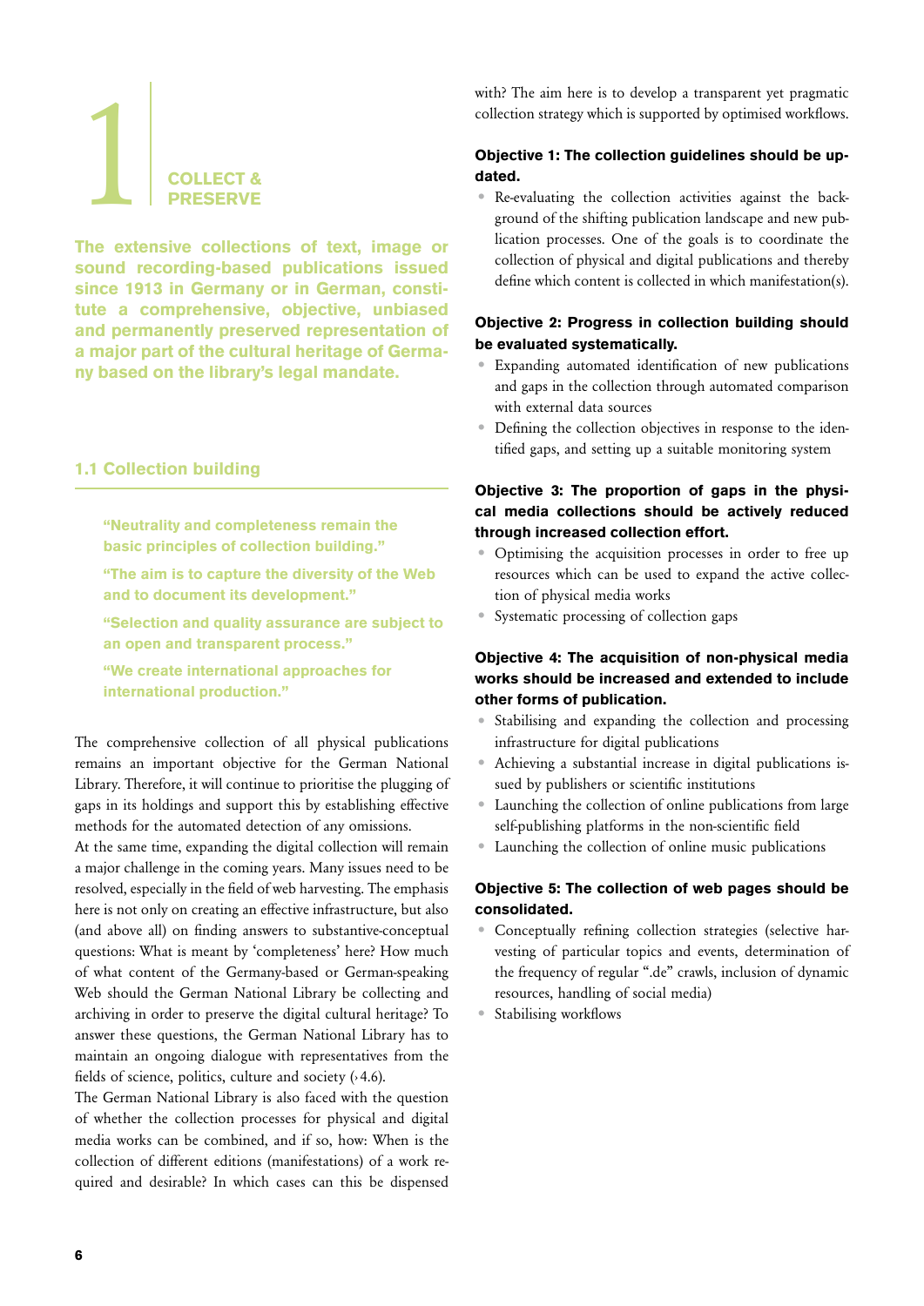# 1 COLLECT & PRESERVE

**The extensive collections of text, image or sound recording-based publications issued since 1913 in Germany or in German, constitute a comprehensive, objective, unbiased and permanently preserved representation of a major part of the cultural heritage of Germany based on the library's legal mandate.**

## 1.1 Collection building

> **"Neutrality and completeness remain the basic principles of collection building."**
>
> **"The aim is to capture the diversity of the Web and to document its development."**
>
> **"Selection and quality assurance are subject to an open and transparent process."**
>
> **"We create international approaches for international production."**

The comprehensive collection of all physical publications remains an important objective for the German National Library. Therefore, it will continue to prioritise the plugging of gaps in its holdings and support this by establishing effective methods for the automated detection of any omissions.

At the same time, expanding the digital collection will remain a major challenge in the coming years. Many issues need to be resolved, especially in the field of web harvesting. The emphasis here is not only on creating an effective infrastructure, but also (and above all) on finding answers to substantive-conceptual questions: What is meant by 'completeness' here? How much of what content of the Germany-based or German-speaking Web should the German National Library be collecting and archiving in order to preserve the digital cultural heritage? To answer these questions, the German National Library has to maintain an ongoing dialogue with representatives from the fields of science, politics, culture and society (› 4.6).

The German National Library is also faced with the question of whether the collection processes for physical and digital media works can be combined, and if so, how: When is the collection of different editions (manifestations) of a work required and desirable? In which cases can this be dispensed with? The aim here is to develop a transparent yet pragmatic collection strategy which is supported by optimised workflows.

**Objective 1: The collection guidelines should be updated.**

- Re-evaluating the collection activities against the background of the shifting publication landscape and new publication processes. One of the goals is to coordinate the collection of physical and digital publications and thereby define which content is collected in which manifestation(s).

**Objective 2: Progress in collection building should be evaluated systematically.**

- Expanding automated identification of new publications and gaps in the collection through automated comparison with external data sources
- Defining the collection objectives in response to the identified gaps, and setting up a suitable monitoring system

**Objective 3: The proportion of gaps in the physical media collections should be actively reduced through increased collection effort.**

- Optimising the acquisition processes in order to free up resources which can be used to expand the active collection of physical media works
- Systematic processing of collection gaps

**Objective 4: The acquisition of non-physical media works should be increased and extended to include other forms of publication.**

- Stabilising and expanding the collection and processing infrastructure for digital publications
- Achieving a substantial increase in digital publications issued by publishers or scientific institutions
- Launching the collection of online publications from large self-publishing platforms in the non-scientific field
- Launching the collection of online music publications

**Objective 5: The collection of web pages should be consolidated.**

- Conceptually refining collection strategies (selective harvesting of particular topics and events, determination of the frequency of regular ".de" crawls, inclusion of dynamic resources, handling of social media)
- Stabilising workflows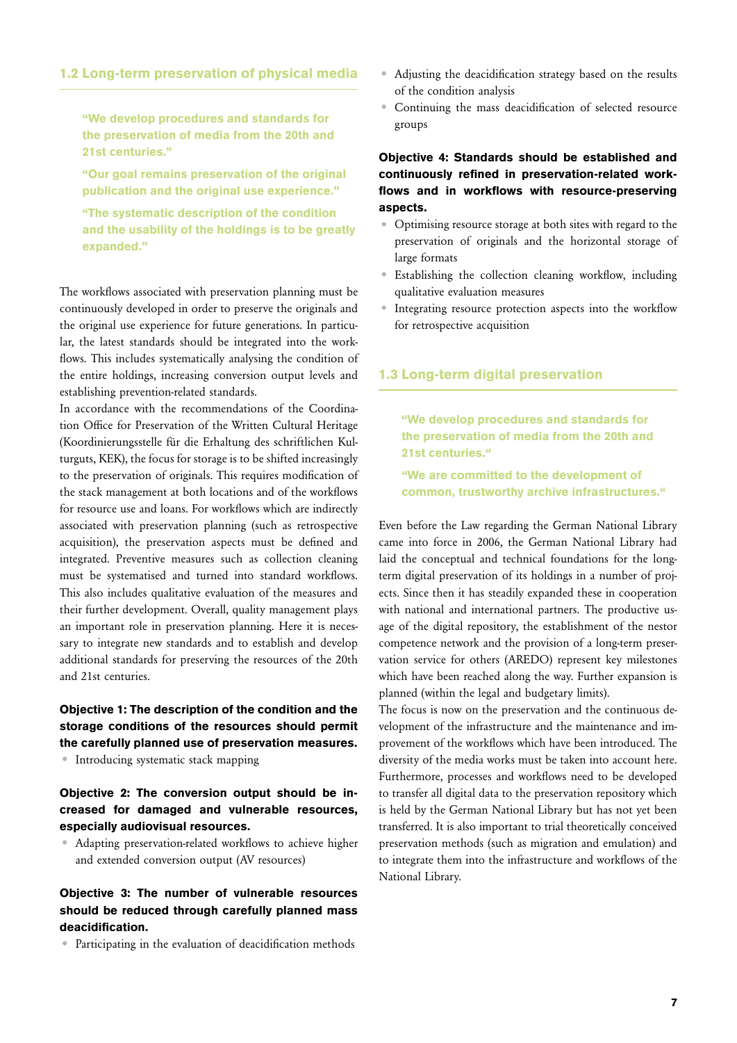## 1.2 Long-term preservation of physical media

**"We develop procedures and standards for the preservation of media from the 20th and 21st centuries."**

**"Our goal remains preservation of the original publication and the original use experience."**

**"The systematic description of the condition and the usability of the holdings is to be greatly expanded."**

The workflows associated with preservation planning must be continuously developed in order to preserve the originals and the original use experience for future generations. In particular, the latest standards should be integrated into the workflows. This includes systematically analysing the condition of the entire holdings, increasing conversion output levels and establishing prevention-related standards.

In accordance with the recommendations of the Coordination Office for Preservation of the Written Cultural Heritage (Koordinierungsstelle für die Erhaltung des schriftlichen Kulturguts, KEK), the focus for storage is to be shifted increasingly to the preservation of originals. This requires modification of the stack management at both locations and of the workflows for resource use and loans. For workflows which are indirectly associated with preservation planning (such as retrospective acquisition), the preservation aspects must be defined and integrated. Preventive measures such as collection cleaning must be systematised and turned into standard workflows. This also includes qualitative evaluation of the measures and their further development. Overall, quality management plays an important role in preservation planning. Here it is necessary to integrate new standards and to establish and develop additional standards for preserving the resources of the 20th and 21st centuries.

**Objective 1: The description of the condition and the storage conditions of the resources should permit the carefully planned use of preservation measures.**

- Introducing systematic stack mapping

**Objective 2: The conversion output should be increased for damaged and vulnerable resources, especially audiovisual resources.**

- Adapting preservation-related workflows to achieve higher and extended conversion output (AV resources)

**Objective 3: The number of vulnerable resources should be reduced through carefully planned mass deacidification.**

- Participating in the evaluation of deacidification methods
- Adjusting the deacidification strategy based on the results of the condition analysis
- Continuing the mass deacidification of selected resource groups

**Objective 4: Standards should be established and continuously refined in preservation-related workflows and in workflows with resource-preserving aspects.**

- Optimising resource storage at both sites with regard to the preservation of originals and the horizontal storage of large formats
- Establishing the collection cleaning workflow, including qualitative evaluation measures
- Integrating resource protection aspects into the workflow for retrospective acquisition

## 1.3 Long-term digital preservation

**"We develop procedures and standards for the preservation of media from the 20th and 21st centuries."**

**"We are committed to the development of common, trustworthy archive infrastructures."**

Even before the Law regarding the German National Library came into force in 2006, the German National Library had laid the conceptual and technical foundations for the long-term digital preservation of its holdings in a number of projects. Since then it has steadily expanded these in cooperation with national and international partners. The productive usage of the digital repository, the establishment of the nestor competence network and the provision of a long-term preservation service for others (AREDO) represent key milestones which have been reached along the way. Further expansion is planned (within the legal and budgetary limits).

The focus is now on the preservation and the continuous development of the infrastructure and the maintenance and improvement of the workflows which have been introduced. The diversity of the media works must be taken into account here. Furthermore, processes and workflows need to be developed to transfer all digital data to the preservation repository which is held by the German National Library but has not yet been transferred. It is also important to trial theoretically conceived preservation methods (such as migration and emulation) and to integrate them into the infrastructure and workflows of the National Library.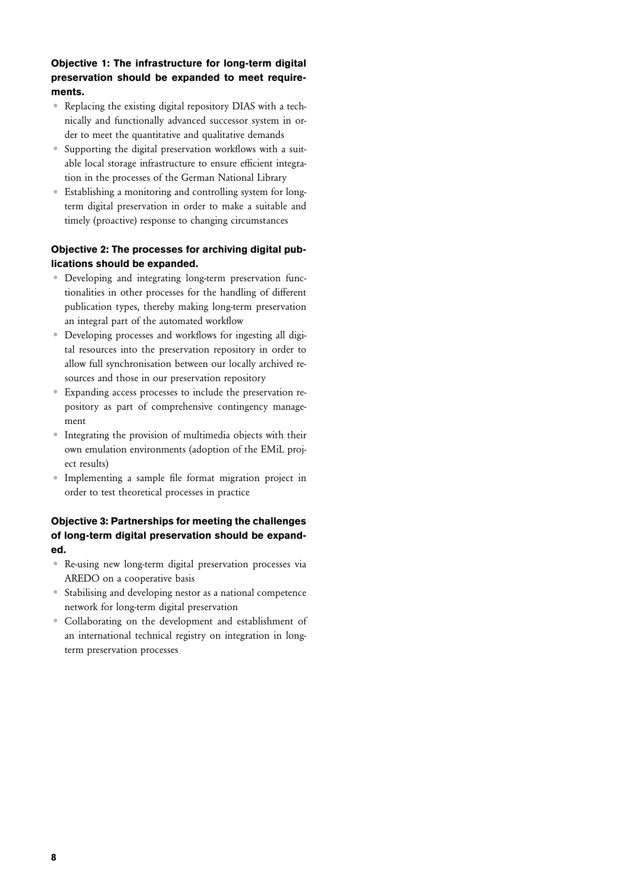**Objective 1: The infrastructure for long-term digital preservation should be expanded to meet requirements.**

- Replacing the existing digital repository DIAS with a technically and functionally advanced successor system in order to meet the quantitative and qualitative demands
- Supporting the digital preservation workflows with a suitable local storage infrastructure to ensure efficient integration in the processes of the German National Library
- Establishing a monitoring and controlling system for long-term digital preservation in order to make a suitable and timely (proactive) response to changing circumstances

**Objective 2: The processes for archiving digital publications should be expanded.**

- Developing and integrating long-term preservation functionalities in other processes for the handling of different publication types, thereby making long-term preservation an integral part of the automated workflow
- Developing processes and workflows for ingesting all digital resources into the preservation repository in order to allow full synchronisation between our locally archived resources and those in our preservation repository
- Expanding access processes to include the preservation repository as part of comprehensive contingency management
- Integrating the provision of multimedia objects with their own emulation environments (adoption of the EMiL project results)
- Implementing a sample file format migration project in order to test theoretical processes in practice

**Objective 3: Partnerships for meeting the challenges of long-term digital preservation should be expanded.**

- Re-using new long-term digital preservation processes via AREDO on a cooperative basis
- Stabilising and developing nestor as a national competence network for long-term digital preservation
- Collaborating on the development and establishment of an international technical registry on integration in long-term preservation processes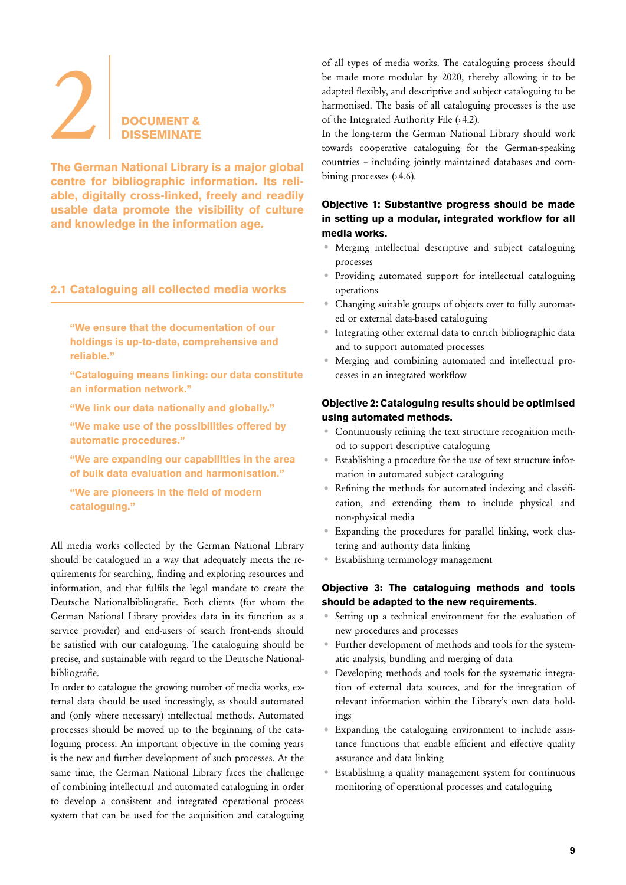# 2 DOCUMENT & DISSEMINATE

**The German National Library is a major global centre for bibliographic information. Its reliable, digitally cross-linked, freely and readily usable data promote the visibility of culture and knowledge in the information age.**

## 2.1 Cataloguing all collected media works

> **"We ensure that the documentation of our holdings is up-to-date, comprehensive and reliable."**
>
> **"Cataloguing means linking: our data constitute an information network."**
>
> **"We link our data nationally and globally."**
>
> **"We make use of the possibilities offered by automatic procedures."**
>
> **"We are expanding our capabilities in the area of bulk data evaluation and harmonisation."**
>
> **"We are pioneers in the field of modern cataloguing."**

All media works collected by the German National Library should be catalogued in a way that adequately meets the requirements for searching, finding and exploring resources and information, and that fulfils the legal mandate to create the Deutsche Nationalbibliografie. Both clients (for whom the German National Library provides data in its function as a service provider) and end-users of search front-ends should be satisfied with our cataloguing. The cataloguing should be precise, and sustainable with regard to the Deutsche Nationalbibliografie.

In order to catalogue the growing number of media works, external data should be used increasingly, as should automated and (only where necessary) intellectual methods. Automated processes should be moved up to the beginning of the cataloguing process. An important objective in the coming years is the new and further development of such processes. At the same time, the German National Library faces the challenge of combining intellectual and automated cataloguing in order to develop a consistent and integrated operational process system that can be used for the acquisition and cataloguing of all types of media works. The cataloguing process should be made more modular by 2020, thereby allowing it to be adapted flexibly, and descriptive and subject cataloguing to be harmonised. The basis of all cataloguing processes is the use of the Integrated Authority File (› 4.2).

In the long-term the German National Library should work towards cooperative cataloguing for the German-speaking countries – including jointly maintained databases and combining processes (› 4.6).

**Objective 1: Substantive progress should be made in setting up a modular, integrated workflow for all media works.**

- Merging intellectual descriptive and subject cataloguing processes
- Providing automated support for intellectual cataloguing operations
- Changing suitable groups of objects over to fully automated or external data-based cataloguing
- Integrating other external data to enrich bibliographic data and to support automated processes
- Merging and combining automated and intellectual processes in an integrated workflow

**Objective 2: Cataloguing results should be optimised using automated methods.**

- Continuously refining the text structure recognition method to support descriptive cataloguing
- Establishing a procedure for the use of text structure information in automated subject cataloguing
- Refining the methods for automated indexing and classification, and extending them to include physical and non-physical media
- Expanding the procedures for parallel linking, work clustering and authority data linking
- Establishing terminology management

**Objective 3: The cataloguing methods and tools should be adapted to the new requirements.**

- Setting up a technical environment for the evaluation of new procedures and processes
- Further development of methods and tools for the systematic analysis, bundling and merging of data
- Developing methods and tools for the systematic integration of external data sources, and for the integration of relevant information within the Library's own data holdings
- Expanding the cataloguing environment to include assistance functions that enable efficient and effective quality assurance and data linking
- Establishing a quality management system for continuous monitoring of operational processes and cataloguing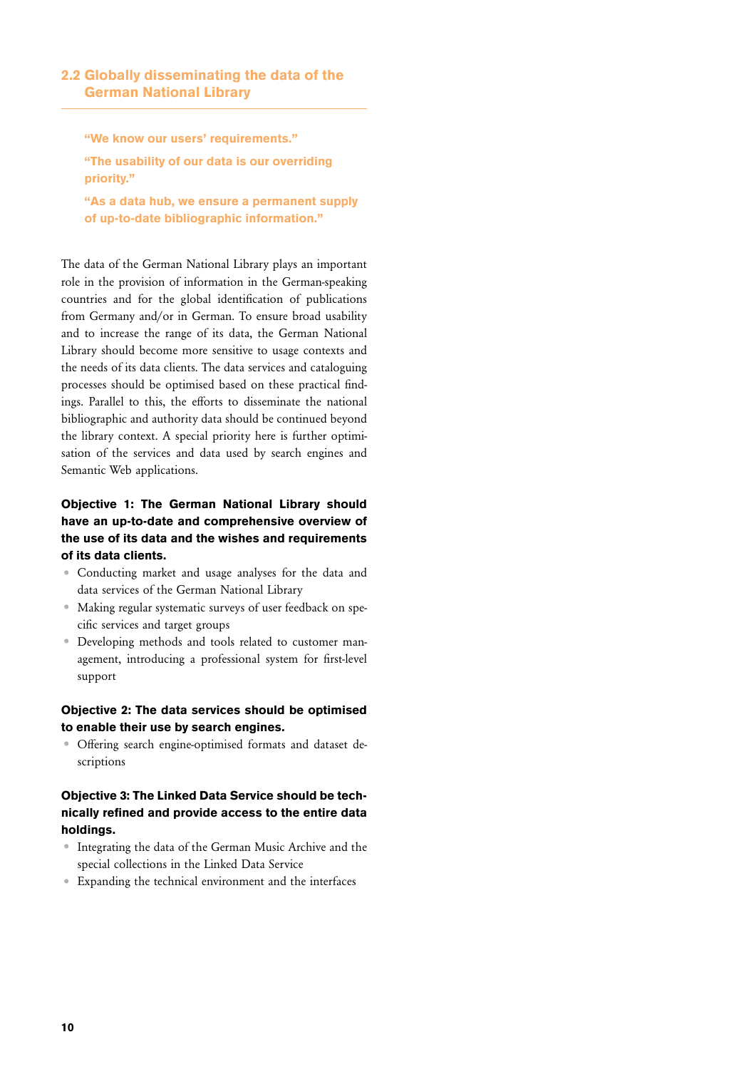## 2.2 Globally disseminating the data of the German National Library

**"We know our users' requirements."**

**"The usability of our data is our overriding priority."**

**"As a data hub, we ensure a permanent supply of up-to-date bibliographic information."**

The data of the German National Library plays an important role in the provision of information in the German-speaking countries and for the global identification of publications from Germany and/or in German. To ensure broad usability and to increase the range of its data, the German National Library should become more sensitive to usage contexts and the needs of its data clients. The data services and cataloguing processes should be optimised based on these practical findings. Parallel to this, the efforts to disseminate the national bibliographic and authority data should be continued beyond the library context. A special priority here is further optimisation of the services and data used by search engines and Semantic Web applications.

**Objective 1: The German National Library should have an up-to-date and comprehensive overview of the use of its data and the wishes and requirements of its data clients.**

- Conducting market and usage analyses for the data and data services of the German National Library
- Making regular systematic surveys of user feedback on specific services and target groups
- Developing methods and tools related to customer management, introducing a professional system for first-level support

**Objective 2: The data services should be optimised to enable their use by search engines.**

- Offering search engine-optimised formats and dataset descriptions

**Objective 3: The Linked Data Service should be technically refined and provide access to the entire data holdings.**

- Integrating the data of the German Music Archive and the special collections in the Linked Data Service
- Expanding the technical environment and the interfaces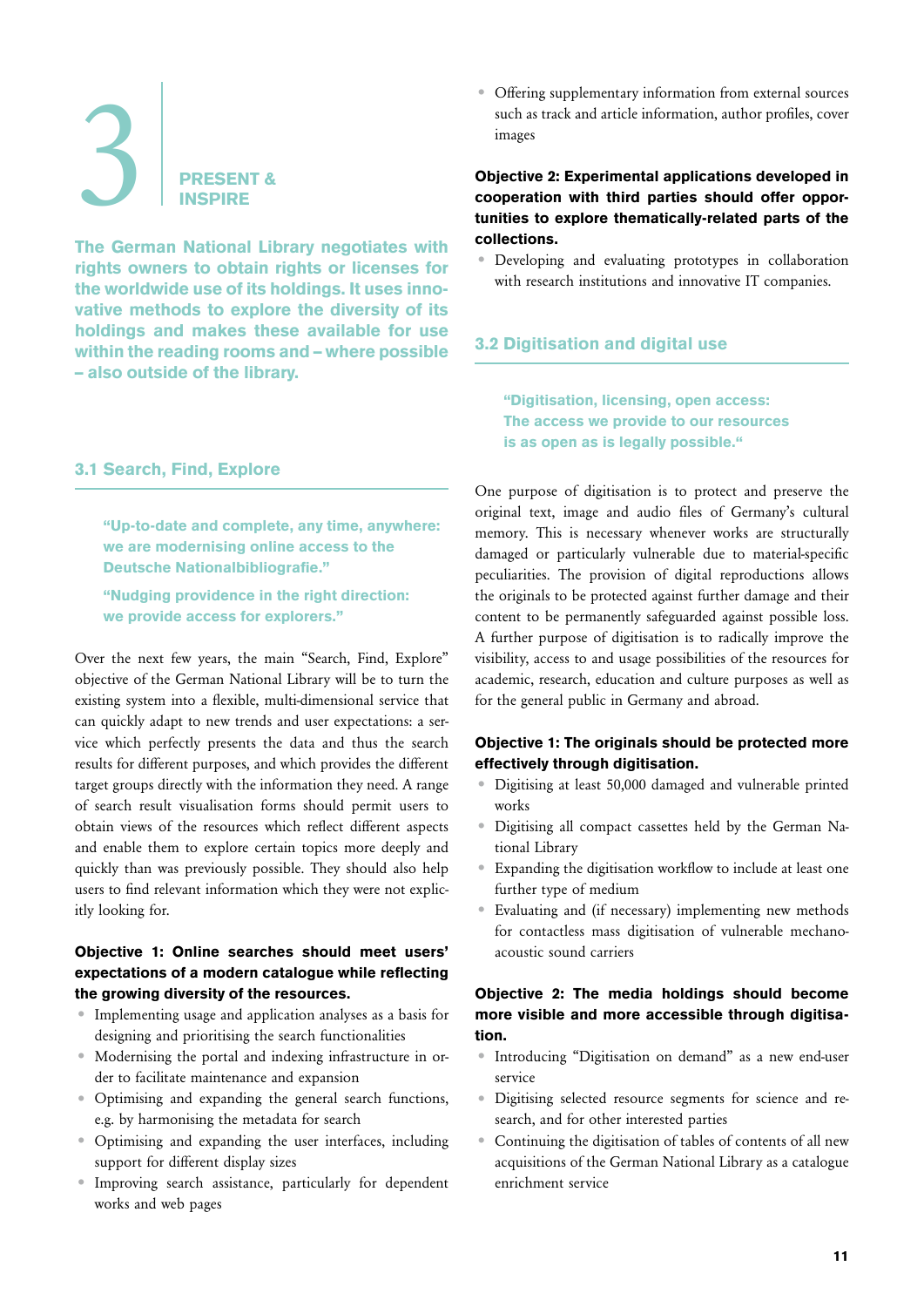# 3 PRESENT & INSPIRE

**The German National Library negotiates with rights owners to obtain rights or licenses for the worldwide use of its holdings. It uses innovative methods to explore the diversity of its holdings and makes these available for use within the reading rooms and – where possible – also outside of the library.**

## 3.1 Search, Find, Explore

> **"Up-to-date and complete, any time, anywhere: we are modernising online access to the Deutsche Nationalbibliografie."**
>
> **"Nudging providence in the right direction: we provide access for explorers."**

Over the next few years, the main "Search, Find, Explore" objective of the German National Library will be to turn the existing system into a flexible, multi-dimensional service that can quickly adapt to new trends and user expectations: a service which perfectly presents the data and thus the search results for different purposes, and which provides the different target groups directly with the information they need. A range of search result visualisation forms should permit users to obtain views of the resources which reflect different aspects and enable them to explore certain topics more deeply and quickly than was previously possible. They should also help users to find relevant information which they were not explicitly looking for.

**Objective 1: Online searches should meet users' expectations of a modern catalogue while reflecting the growing diversity of the resources.**

- Implementing usage and application analyses as a basis for designing and prioritising the search functionalities
- Modernising the portal and indexing infrastructure in order to facilitate maintenance and expansion
- Optimising and expanding the general search functions, e.g. by harmonising the metadata for search
- Optimising and expanding the user interfaces, including support for different display sizes
- Improving search assistance, particularly for dependent works and web pages
- Offering supplementary information from external sources such as track and article information, author profiles, cover images

**Objective 2: Experimental applications developed in cooperation with third parties should offer opportunities to explore thematically-related parts of the collections.**

- Developing and evaluating prototypes in collaboration with research institutions and innovative IT companies.

## 3.2 Digitisation and digital use

> **"Digitisation, licensing, open access: The access we provide to our resources is as open as is legally possible."**

One purpose of digitisation is to protect and preserve the original text, image and audio files of Germany's cultural memory. This is necessary whenever works are structurally damaged or particularly vulnerable due to material-specific peculiarities. The provision of digital reproductions allows the originals to be protected against further damage and their content to be permanently safeguarded against possible loss. A further purpose of digitisation is to radically improve the visibility, access to and usage possibilities of the resources for academic, research, education and culture purposes as well as for the general public in Germany and abroad.

**Objective 1: The originals should be protected more effectively through digitisation.**

- Digitising at least 50,000 damaged and vulnerable printed works
- Digitising all compact cassettes held by the German National Library
- Expanding the digitisation workflow to include at least one further type of medium
- Evaluating and (if necessary) implementing new methods for contactless mass digitisation of vulnerable mechano-acoustic sound carriers

**Objective 2: The media holdings should become more visible and more accessible through digitisation.**

- Introducing "Digitisation on demand" as a new end-user service
- Digitising selected resource segments for science and research, and for other interested parties
- Continuing the digitisation of tables of contents of all new acquisitions of the German National Library as a catalogue enrichment service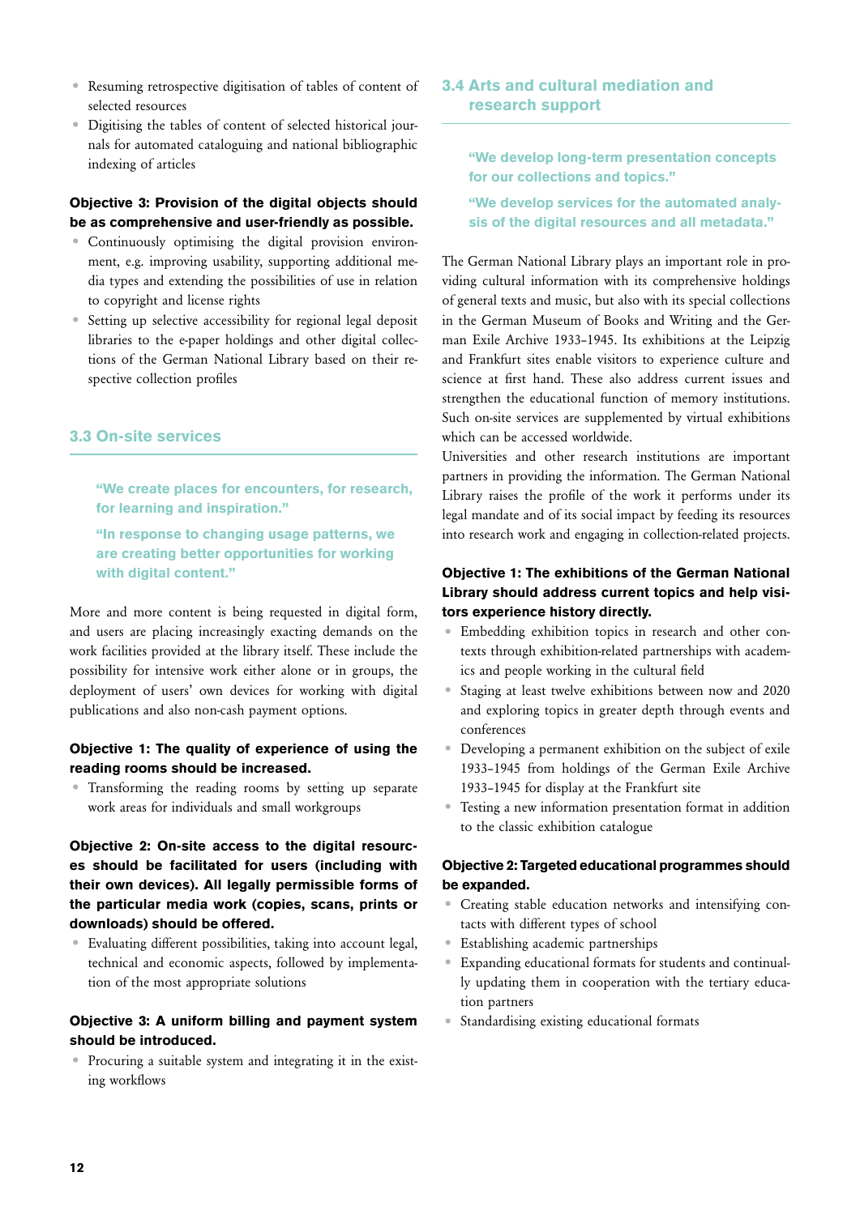- Resuming retrospective digitisation of tables of content of selected resources
- Digitising the tables of content of selected historical journals for automated cataloguing and national bibliographic indexing of articles

**Objective 3: Provision of the digital objects should be as comprehensive and user-friendly as possible.**

- Continuously optimising the digital provision environment, e.g. improving usability, supporting additional media types and extending the possibilities of use in relation to copyright and license rights
- Setting up selective accessibility for regional legal deposit libraries to the e-paper holdings and other digital collections of the German National Library based on their respective collection profiles

## 3.3 On-site services

> **"We create places for encounters, for research, for learning and inspiration."**
>
> **"In response to changing usage patterns, we are creating better opportunities for working with digital content."**

More and more content is being requested in digital form, and users are placing increasingly exacting demands on the work facilities provided at the library itself. These include the possibility for intensive work either alone or in groups, the deployment of users' own devices for working with digital publications and also non-cash payment options.

**Objective 1: The quality of experience of using the reading rooms should be increased.**

- Transforming the reading rooms by setting up separate work areas for individuals and small workgroups

**Objective 2: On-site access to the digital resources should be facilitated for users (including with their own devices). All legally permissible forms of the particular media work (copies, scans, prints or downloads) should be offered.**

- Evaluating different possibilities, taking into account legal, technical and economic aspects, followed by implementation of the most appropriate solutions

**Objective 3: A uniform billing and payment system should be introduced.**

- Procuring a suitable system and integrating it in the existing workflows

## 3.4 Arts and cultural mediation and research support

> **"We develop long-term presentation concepts for our collections and topics."**
>
> **"We develop services for the automated analysis of the digital resources and all metadata."**

The German National Library plays an important role in providing cultural information with its comprehensive holdings of general texts and music, but also with its special collections in the German Museum of Books and Writing and the German Exile Archive 1933–1945. Its exhibitions at the Leipzig and Frankfurt sites enable visitors to experience culture and science at first hand. These also address current issues and strengthen the educational function of memory institutions. Such on-site services are supplemented by virtual exhibitions which can be accessed worldwide.
Universities and other research institutions are important partners in providing the information. The German National Library raises the profile of the work it performs under its legal mandate and of its social impact by feeding its resources into research work and engaging in collection-related projects.

**Objective 1: The exhibitions of the German National Library should address current topics and help visitors experience history directly.**

- Embedding exhibition topics in research and other contexts through exhibition-related partnerships with academics and people working in the cultural field
- Staging at least twelve exhibitions between now and 2020 and exploring topics in greater depth through events and conferences
- Developing a permanent exhibition on the subject of exile 1933–1945 from holdings of the German Exile Archive 1933–1945 for display at the Frankfurt site
- Testing a new information presentation format in addition to the classic exhibition catalogue

**Objective 2: Targeted educational programmes should be expanded.**

- Creating stable education networks and intensifying contacts with different types of school
- Establishing academic partnerships
- Expanding educational formats for students and continually updating them in cooperation with the tertiary education partners
- Standardising existing educational formats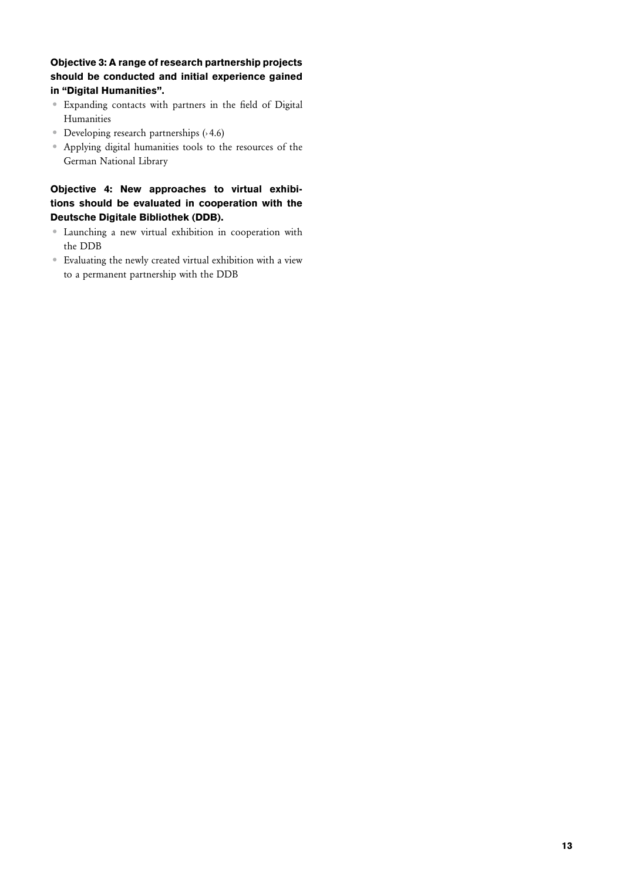**Objective 3: A range of research partnership projects should be conducted and initial experience gained in "Digital Humanities".**

- Expanding contacts with partners in the field of Digital Humanities
- Developing research partnerships (›4.6)
- Applying digital humanities tools to the resources of the German National Library

**Objective 4: New approaches to virtual exhibitions should be evaluated in cooperation with the Deutsche Digitale Bibliothek (DDB).**

- Launching a new virtual exhibition in cooperation with the DDB
- Evaluating the newly created virtual exhibition with a view to a permanent partnership with the DDB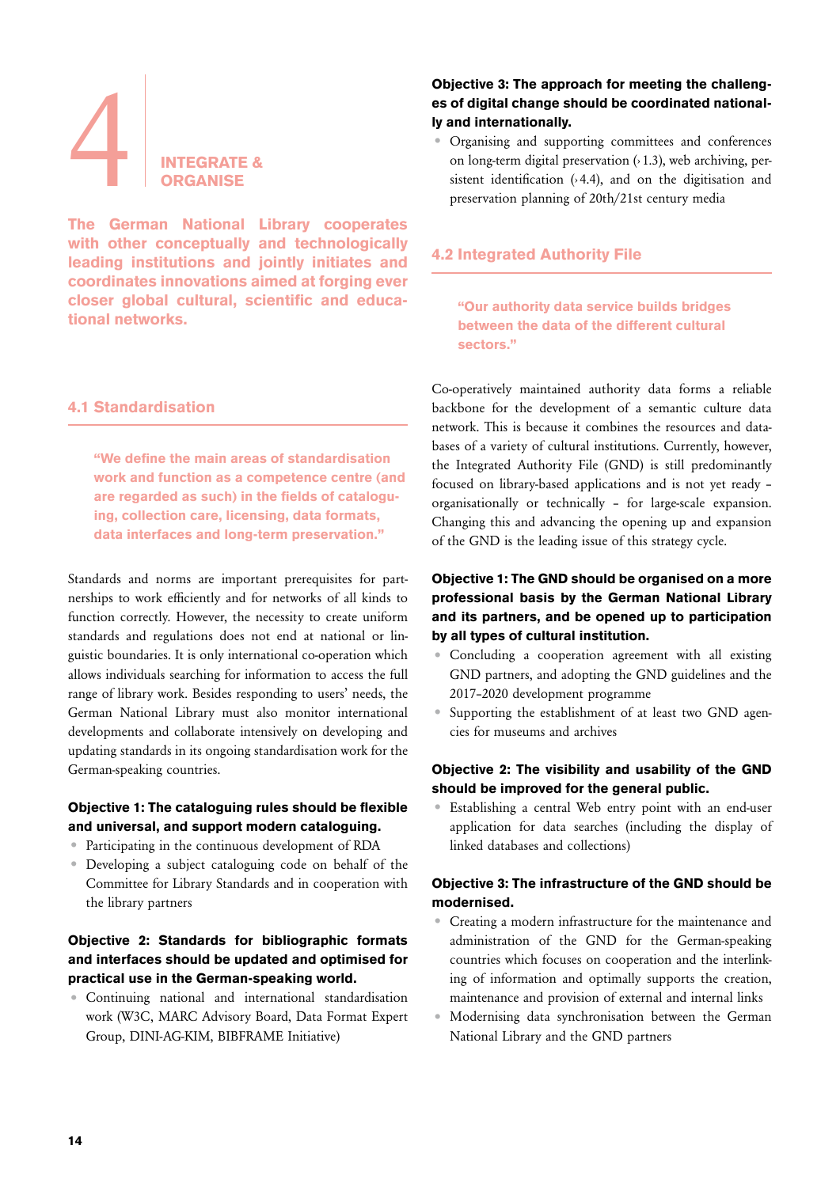# 4 INTEGRATE & ORGANISE

**The German National Library cooperates with other conceptually and technologically leading institutions and jointly initiates and coordinates innovations aimed at forging ever closer global cultural, scientific and educational networks.**

## 4.1 Standardisation

> **"We define the main areas of standardisation work and function as a competence centre (and are regarded as such) in the fields of cataloguing, collection care, licensing, data formats, data interfaces and long-term preservation."**

Standards and norms are important prerequisites for partnerships to work efficiently and for networks of all kinds to function correctly. However, the necessity to create uniform standards and regulations does not end at national or linguistic boundaries. It is only international co-operation which allows individuals searching for information to access the full range of library work. Besides responding to users' needs, the German National Library must also monitor international developments and collaborate intensively on developing and updating standards in its ongoing standardisation work for the German-speaking countries.

**Objective 1: The cataloguing rules should be flexible and universal, and support modern cataloguing.**

- Participating in the continuous development of RDA
- Developing a subject cataloguing code on behalf of the Committee for Library Standards and in cooperation with the library partners

**Objective 2: Standards for bibliographic formats and interfaces should be updated and optimised for practical use in the German-speaking world.**

- Continuing national and international standardisation work (W3C, MARC Advisory Board, Data Format Expert Group, DINI-AG-KIM, BIBFRAME Initiative)

**Objective 3: The approach for meeting the challenges of digital change should be coordinated nationally and internationally.**

- Organising and supporting committees and conferences on long-term digital preservation (› 1.3), web archiving, persistent identification (› 4.4), and on the digitisation and preservation planning of 20th/21st century media

## 4.2 Integrated Authority File

> **"Our authority data service builds bridges between the data of the different cultural sectors."**

Co-operatively maintained authority data forms a reliable backbone for the development of a semantic culture data network. This is because it combines the resources and databases of a variety of cultural institutions. Currently, however, the Integrated Authority File (GND) is still predominantly focused on library-based applications and is not yet ready – organisationally or technically – for large-scale expansion. Changing this and advancing the opening up and expansion of the GND is the leading issue of this strategy cycle.

**Objective 1: The GND should be organised on a more professional basis by the German National Library and its partners, and be opened up to participation by all types of cultural institution.**

- Concluding a cooperation agreement with all existing GND partners, and adopting the GND guidelines and the 2017–2020 development programme
- Supporting the establishment of at least two GND agencies for museums and archives

**Objective 2: The visibility and usability of the GND should be improved for the general public.**

- Establishing a central Web entry point with an end-user application for data searches (including the display of linked databases and collections)

**Objective 3: The infrastructure of the GND should be modernised.**

- Creating a modern infrastructure for the maintenance and administration of the GND for the German-speaking countries which focuses on cooperation and the interlinking of information and optimally supports the creation, maintenance and provision of external and internal links
- Modernising data synchronisation between the German National Library and the GND partners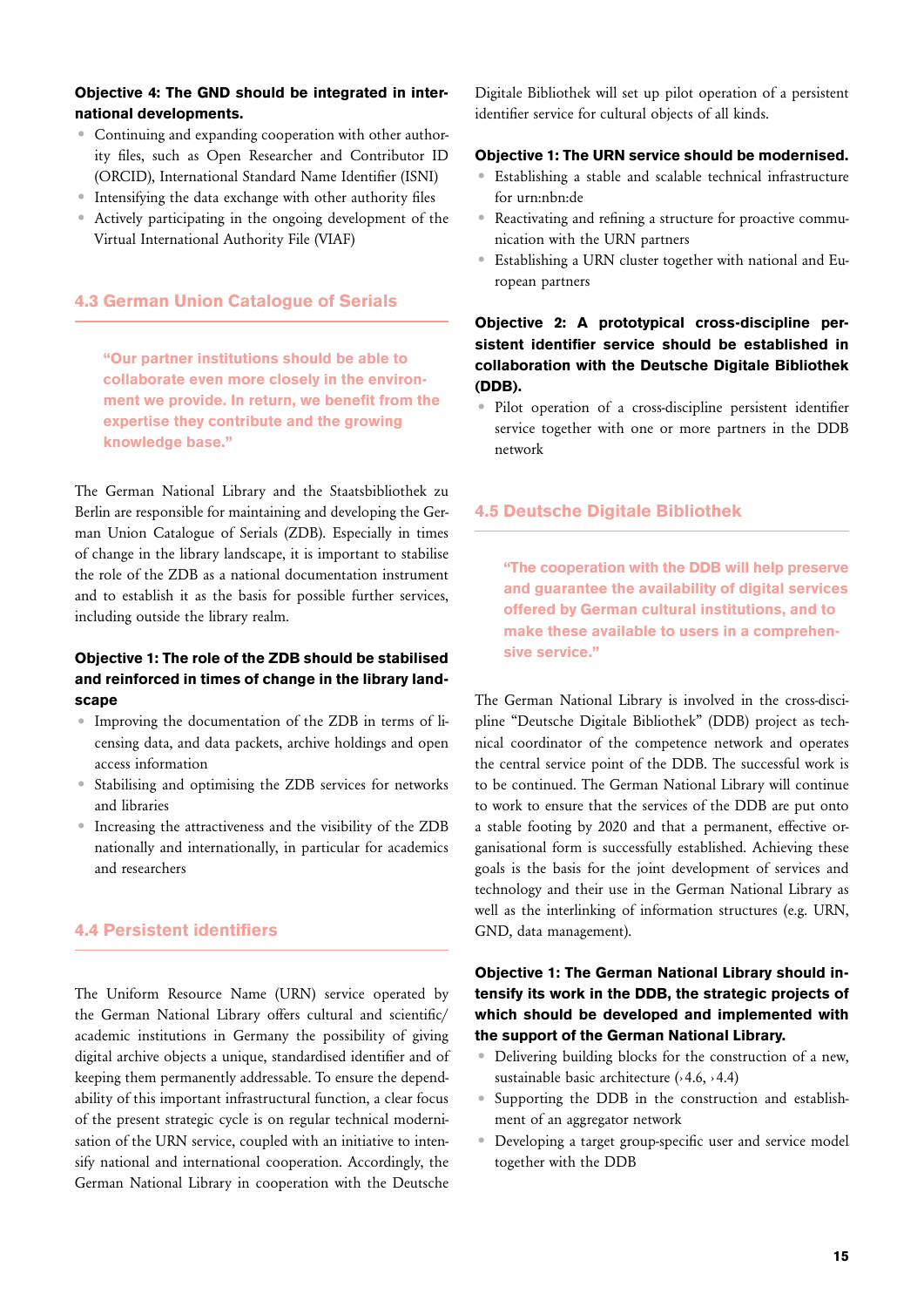**Objective 4: The GND should be integrated in international developments.**

- Continuing and expanding cooperation with other authority files, such as Open Researcher and Contributor ID (ORCID), International Standard Name Identifier (ISNI)
- Intensifying the data exchange with other authority files
- Actively participating in the ongoing development of the Virtual International Authority File (VIAF)

## 4.3 German Union Catalogue of Serials

> **"Our partner institutions should be able to collaborate even more closely in the environment we provide. In return, we benefit from the expertise they contribute and the growing knowledge base."**

The German National Library and the Staatsbibliothek zu Berlin are responsible for maintaining and developing the German Union Catalogue of Serials (ZDB). Especially in times of change in the library landscape, it is important to stabilise the role of the ZDB as a national documentation instrument and to establish it as the basis for possible further services, including outside the library realm.

**Objective 1: The role of the ZDB should be stabilised and reinforced in times of change in the library landscape**

- Improving the documentation of the ZDB in terms of licensing data, and data packets, archive holdings and open access information
- Stabilising and optimising the ZDB services for networks and libraries
- Increasing the attractiveness and the visibility of the ZDB nationally and internationally, in particular for academics and researchers

## 4.4 Persistent identifiers

The Uniform Resource Name (URN) service operated by the German National Library offers cultural and scientific/academic institutions in Germany the possibility of giving digital archive objects a unique, standardised identifier and of keeping them permanently addressable. To ensure the dependability of this important infrastructural function, a clear focus of the present strategic cycle is on regular technical modernisation of the URN service, coupled with an initiative to intensify national and international cooperation. Accordingly, the German National Library in cooperation with the Deutsche Digitale Bibliothek will set up pilot operation of a persistent identifier service for cultural objects of all kinds.

**Objective 1: The URN service should be modernised.**

- Establishing a stable and scalable technical infrastructure for urn:nbn:de
- Reactivating and refining a structure for proactive communication with the URN partners
- Establishing a URN cluster together with national and European partners

**Objective 2: A prototypical cross-discipline persistent identifier service should be established in collaboration with the Deutsche Digitale Bibliothek (DDB).**

- Pilot operation of a cross-discipline persistent identifier service together with one or more partners in the DDB network

## 4.5 Deutsche Digitale Bibliothek

> **"The cooperation with the DDB will help preserve and guarantee the availability of digital services offered by German cultural institutions, and to make these available to users in a comprehensive service."**

The German National Library is involved in the cross-discipline "Deutsche Digitale Bibliothek" (DDB) project as technical coordinator of the competence network and operates the central service point of the DDB. The successful work is to be continued. The German National Library will continue to work to ensure that the services of the DDB are put onto a stable footing by 2020 and that a permanent, effective organisational form is successfully established. Achieving these goals is the basis for the joint development of services and technology and their use in the German National Library as well as the interlinking of information structures (e.g. URN, GND, data management).

**Objective 1: The German National Library should intensify its work in the DDB, the strategic projects of which should be developed and implemented with the support of the German National Library.**

- Delivering building blocks for the construction of a new, sustainable basic architecture (› 4.6, › 4.4)
- Supporting the DDB in the construction and establishment of an aggregator network
- Developing a target group-specific user and service model together with the DDB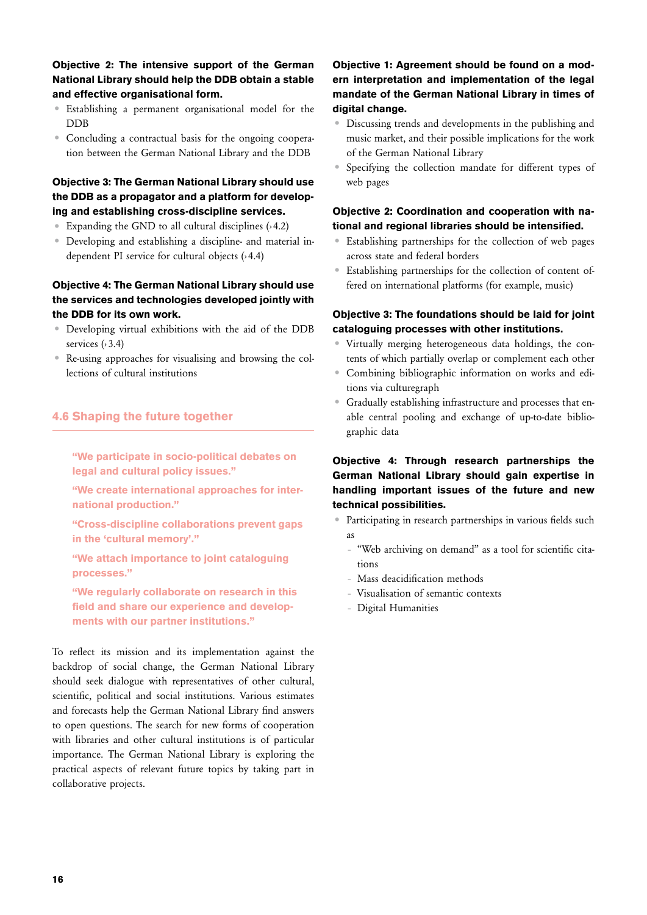**Objective 2: The intensive support of the German National Library should help the DDB obtain a stable and effective organisational form.**

- Establishing a permanent organisational model for the DDB
- Concluding a contractual basis for the ongoing cooperation between the German National Library and the DDB

**Objective 3: The German National Library should use the DDB as a propagator and a platform for developing and establishing cross-discipline services.**

- Expanding the GND to all cultural disciplines (› 4.2)
- Developing and establishing a discipline- and material independent PI service for cultural objects (› 4.4)

**Objective 4: The German National Library should use the services and technologies developed jointly with the DDB for its own work.**

- Developing virtual exhibitions with the aid of the DDB services (› 3.4)
- Re-using approaches for visualising and browsing the collections of cultural institutions

## 4.6 Shaping the future together

> **"We participate in socio-political debates on legal and cultural policy issues."**
>
> **"We create international approaches for international production."**
>
> **"Cross-discipline collaborations prevent gaps in the 'cultural memory'."**
>
> **"We attach importance to joint cataloguing processes."**
>
> **"We regularly collaborate on research in this field and share our experience and developments with our partner institutions."**

To reflect its mission and its implementation against the backdrop of social change, the German National Library should seek dialogue with representatives of other cultural, scientific, political and social institutions. Various estimates and forecasts help the German National Library find answers to open questions. The search for new forms of cooperation with libraries and other cultural institutions is of particular importance. The German National Library is exploring the practical aspects of relevant future topics by taking part in collaborative projects.

**Objective 1: Agreement should be found on a modern interpretation and implementation of the legal mandate of the German National Library in times of digital change.**

- Discussing trends and developments in the publishing and music market, and their possible implications for the work of the German National Library
- Specifying the collection mandate for different types of web pages

**Objective 2: Coordination and cooperation with national and regional libraries should be intensified.**

- Establishing partnerships for the collection of web pages across state and federal borders
- Establishing partnerships for the collection of content offered on international platforms (for example, music)

**Objective 3: The foundations should be laid for joint cataloguing processes with other institutions.**

- Virtually merging heterogeneous data holdings, the contents of which partially overlap or complement each other
- Combining bibliographic information on works and editions via culturegraph
- Gradually establishing infrastructure and processes that enable central pooling and exchange of up-to-date bibliographic data

**Objective 4: Through research partnerships the German National Library should gain expertise in handling important issues of the future and new technical possibilities.**

- Participating in research partnerships in various fields such as
  - "Web archiving on demand" as a tool for scientific citations
  - Mass deacidification methods
  - Visualisation of semantic contexts
  - Digital Humanities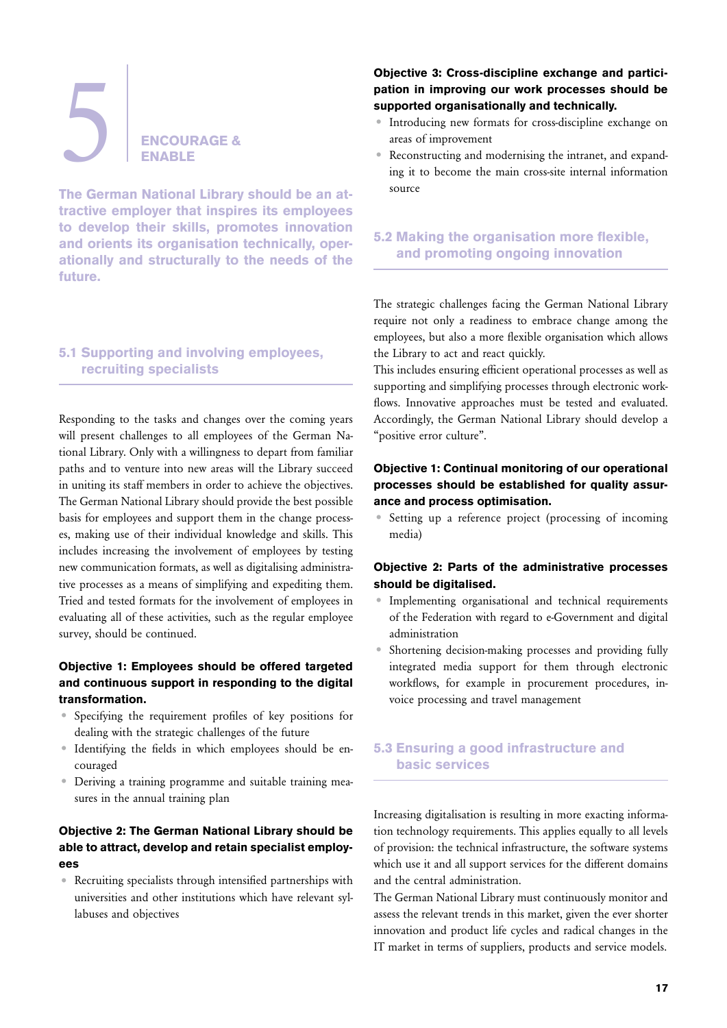# 5 ENCOURAGE & ENABLE

**The German National Library should be an attractive employer that inspires its employees to develop their skills, promotes innovation and orients its organisation technically, operationally and structurally to the needs of the future.**

## 5.1 Supporting and involving employees, recruiting specialists

Responding to the tasks and changes over the coming years will present challenges to all employees of the German National Library. Only with a willingness to depart from familiar paths and to venture into new areas will the Library succeed in uniting its staff members in order to achieve the objectives. The German National Library should provide the best possible basis for employees and support them in the change processes, making use of their individual knowledge and skills. This includes increasing the involvement of employees by testing new communication formats, as well as digitalising administrative processes as a means of simplifying and expediting them. Tried and tested formats for the involvement of employees in evaluating all of these activities, such as the regular employee survey, should be continued.

**Objective 1: Employees should be offered targeted and continuous support in responding to the digital transformation.**

- Specifying the requirement profiles of key positions for dealing with the strategic challenges of the future
- Identifying the fields in which employees should be encouraged
- Deriving a training programme and suitable training measures in the annual training plan

**Objective 2: The German National Library should be able to attract, develop and retain specialist employees**

- Recruiting specialists through intensified partnerships with universities and other institutions which have relevant syllabuses and objectives

**Objective 3: Cross-discipline exchange and participation in improving our work processes should be supported organisationally and technically.**

- Introducing new formats for cross-discipline exchange on areas of improvement
- Reconstructing and modernising the intranet, and expanding it to become the main cross-site internal information source

## 5.2 Making the organisation more flexible, and promoting ongoing innovation

The strategic challenges facing the German National Library require not only a readiness to embrace change among the employees, but also a more flexible organisation which allows the Library to act and react quickly.

This includes ensuring efficient operational processes as well as supporting and simplifying processes through electronic workflows. Innovative approaches must be tested and evaluated. Accordingly, the German National Library should develop a "positive error culture".

**Objective 1: Continual monitoring of our operational processes should be established for quality assurance and process optimisation.**

- Setting up a reference project (processing of incoming media)

**Objective 2: Parts of the administrative processes should be digitalised.**

- Implementing organisational and technical requirements of the Federation with regard to e-Government and digital administration
- Shortening decision-making processes and providing fully integrated media support for them through electronic workflows, for example in procurement procedures, invoice processing and travel management

## 5.3 Ensuring a good infrastructure and basic services

Increasing digitalisation is resulting in more exacting information technology requirements. This applies equally to all levels of provision: the technical infrastructure, the software systems which use it and all support services for the different domains and the central administration.

The German National Library must continuously monitor and assess the relevant trends in this market, given the ever shorter innovation and product life cycles and radical changes in the IT market in terms of suppliers, products and service models.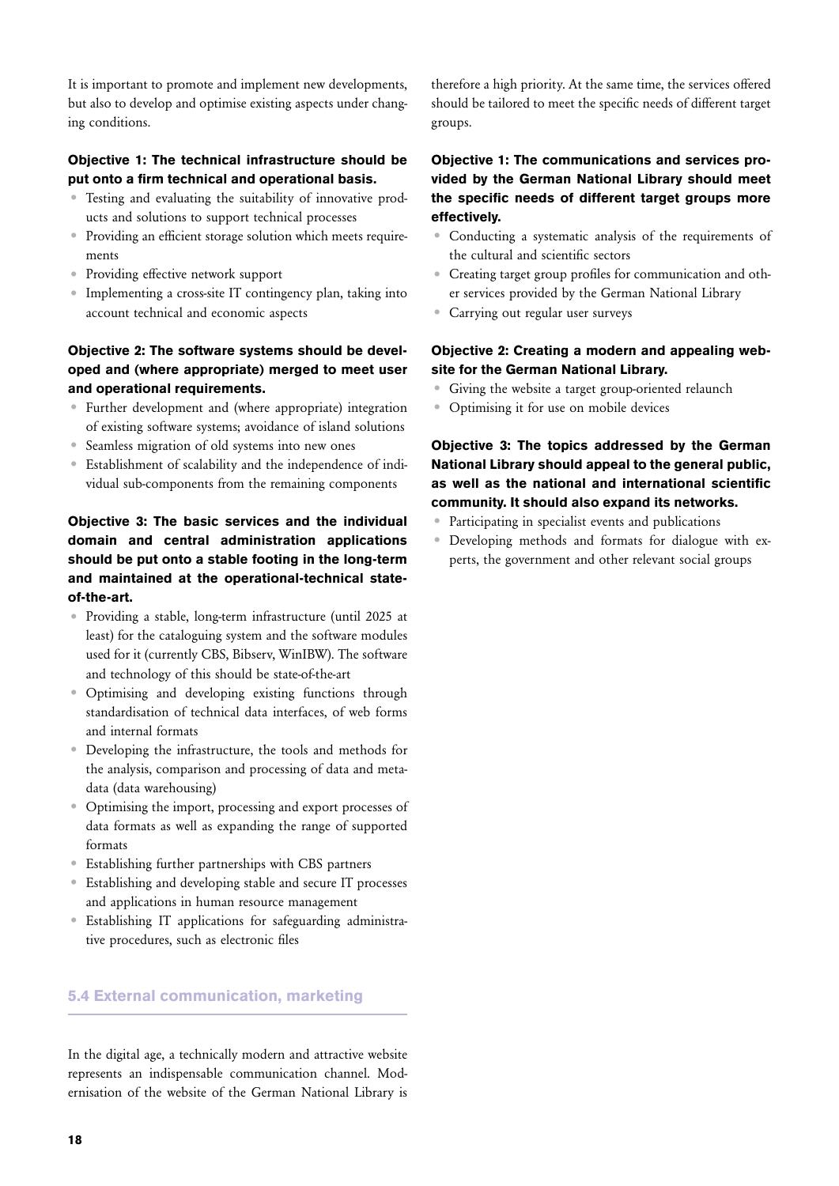It is important to promote and implement new developments, but also to develop and optimise existing aspects under changing conditions.

**Objective 1: The technical infrastructure should be put onto a firm technical and operational basis.**

- Testing and evaluating the suitability of innovative products and solutions to support technical processes
- Providing an efficient storage solution which meets requirements
- Providing effective network support
- Implementing a cross-site IT contingency plan, taking into account technical and economic aspects

**Objective 2: The software systems should be developed and (where appropriate) merged to meet user and operational requirements.**

- Further development and (where appropriate) integration of existing software systems; avoidance of island solutions
- Seamless migration of old systems into new ones
- Establishment of scalability and the independence of individual sub-components from the remaining components

**Objective 3: The basic services and the individual domain and central administration applications should be put onto a stable footing in the long-term and maintained at the operational-technical state-of-the-art.**

- Providing a stable, long-term infrastructure (until 2025 at least) for the cataloguing system and the software modules used for it (currently CBS, Bibserv, WinIBW). The software and technology of this should be state-of-the-art
- Optimising and developing existing functions through standardisation of technical data interfaces, of web forms and internal formats
- Developing the infrastructure, the tools and methods for the analysis, comparison and processing of data and metadata (data warehousing)
- Optimising the import, processing and export processes of data formats as well as expanding the range of supported formats
- Establishing further partnerships with CBS partners
- Establishing and developing stable and secure IT processes and applications in human resource management
- Establishing IT applications for safeguarding administrative procedures, such as electronic files

## 5.4 External communication, marketing

In the digital age, a technically modern and attractive website represents an indispensable communication channel. Modernisation of the website of the German National Library is therefore a high priority. At the same time, the services offered should be tailored to meet the specific needs of different target groups.

**Objective 1: The communications and services provided by the German National Library should meet the specific needs of different target groups more effectively.**

- Conducting a systematic analysis of the requirements of the cultural and scientific sectors
- Creating target group profiles for communication and other services provided by the German National Library
- Carrying out regular user surveys

**Objective 2: Creating a modern and appealing website for the German National Library.**

- Giving the website a target group-oriented relaunch
- Optimising it for use on mobile devices

**Objective 3: The topics addressed by the German National Library should appeal to the general public, as well as the national and international scientific community. It should also expand its networks.**

- Participating in specialist events and publications
- Developing methods and formats for dialogue with experts, the government and other relevant social groups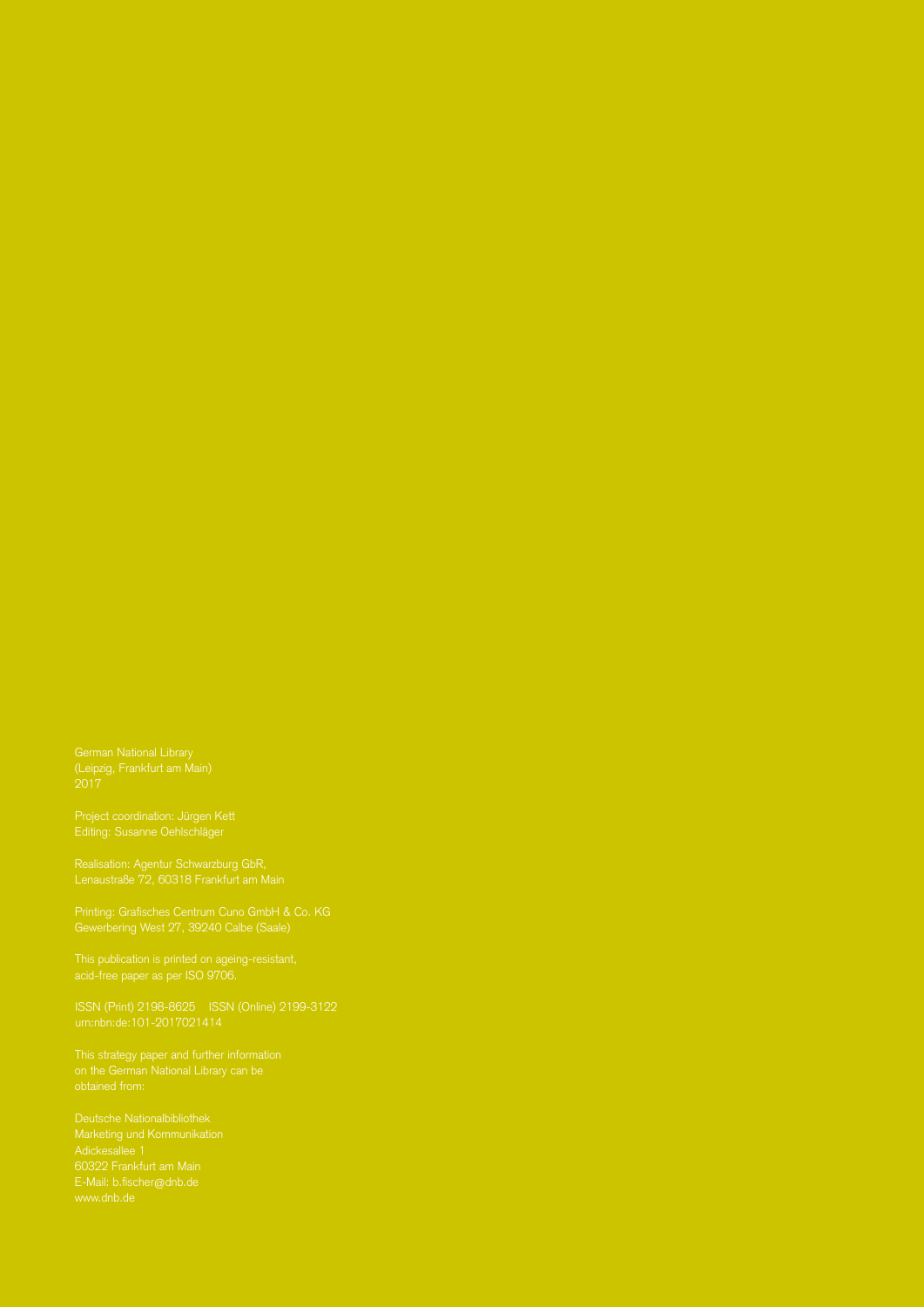German National Library
(Leipzig, Frankfurt am Main)
2017

Project coordination: Jürgen Kett
Editing: Susanne Oehlschläger

Realisation: Agentur Schwarzburg GbR,
Lenaustraße 72, 60318 Frankfurt am Main

Printing: Grafisches Centrum Cuno GmbH & Co. KG
Gewerbering West 27, 39240 Calbe (Saale)

This publication is printed on ageing-resistant,
acid-free paper as per ISO 9706.

ISSN (Print) 2198-8625 ISSN (Online) 2199-3122
urn:nbn:de:101-2017021414

This strategy paper and further information
on the German National Library can be
obtained from:

Deutsche Nationalbibliothek
Marketing und Kommunikation
Adickesallee 1
60322 Frankfurt am Main
E-Mail: b.fischer@dnb.de
www.dnb.de